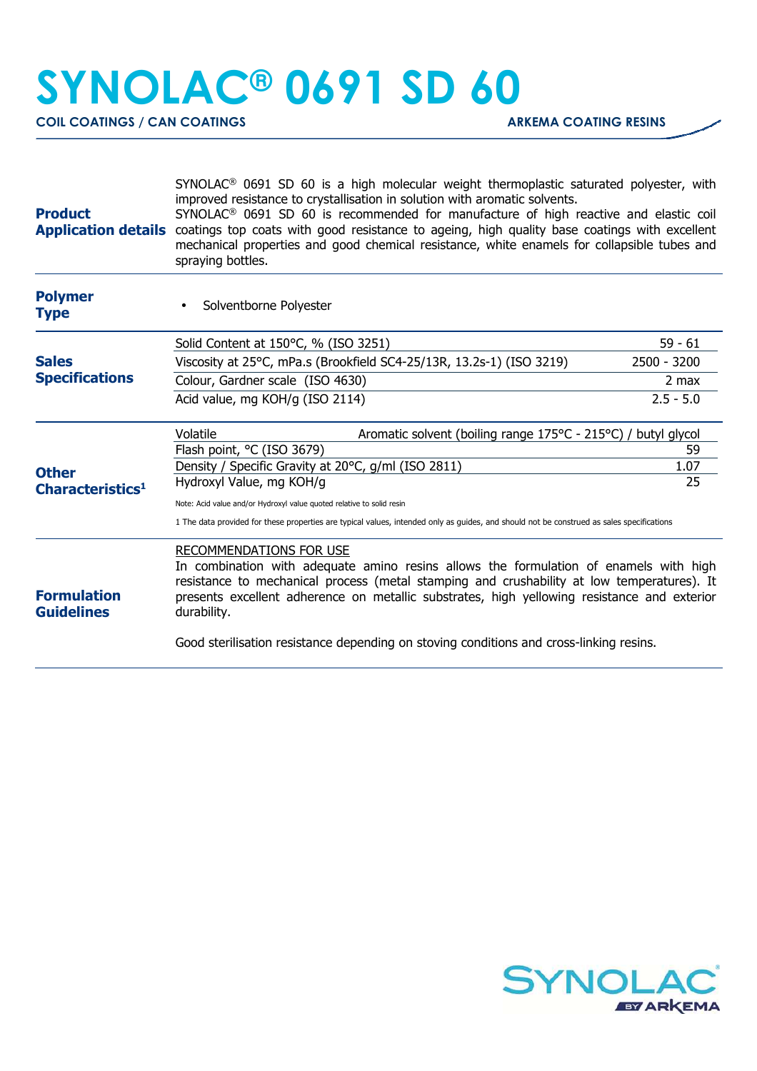# SYNOLAC® 0691 SD 60

**COIL COATINGS / CAN COATINGS** — **ARKEMA COATING RESINS**

## Product Application details

SYNOLAC® 0691 SD 60 is a high molecular weight thermoplastic saturated polyester, with improved resistance to crystallisation in solution with aromatic solvents.
SYNOLAC® 0691 SD 60 is recommended for manufacture of high reactive and elastic coil coatings top coats with good resistance to ageing, high quality base coatings with excellent mechanical properties and good chemical resistance, white enamels for collapsible tubes and spraying bottles.

## Polymer Type

- Solventborne Polyester

## Sales Specifications

| Property | Value |
|---|---|
| Solid Content at 150°C, % (ISO 3251) | 59 - 61 |
| Viscosity at 25°C, mPa.s (Brookfield SC4-25/13R, 13.2s-1) (ISO 3219) | 2500 - 3200 |
| Colour, Gardner scale (ISO 4630) | 2 max |
| Acid value, mg KOH/g (ISO 2114) | 2.5 - 5.0 |

## Other Characteristics[1]

| Property | Value |
|---|---|
| Volatile | Aromatic solvent (boiling range 175°C - 215°C) / butyl glycol |
| Flash point, °C (ISO 3679) | 59 |
| Density / Specific Gravity at 20°C, g/ml (ISO 2811) | 1.07 |
| Hydroxyl Value, mg KOH/g | 25 |

Note: Acid value and/or Hydroxyl value quoted relative to solid resin

1 The data provided for these properties are typical values, intended only as guides, and should not be construed as sales specifications

## Formulation Guidelines

RECOMMENDATIONS FOR USE

In combination with adequate amino resins allows the formulation of enamels with high resistance to mechanical process (metal stamping and crushability at low temperatures). It presents excellent adherence on metallic substrates, high yellowing resistance and exterior durability.

Good sterilisation resistance depending on stoving conditions and cross-linking resins.

SYNOLAC® BY ARKEMA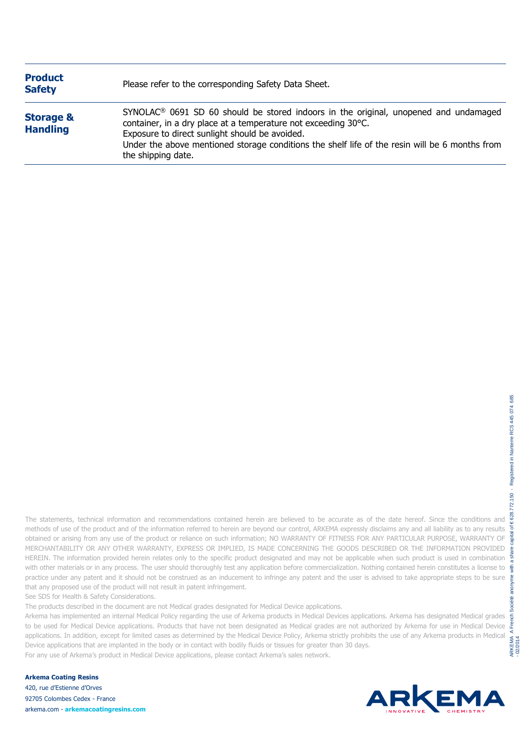| | |
|---|---|
| **Product Safety** | Please refer to the corresponding Safety Data Sheet. |
| **Storage & Handling** | SYNOLAC® 0691 SD 60 should be stored indoors in the original, unopened and undamaged container, in a dry place at a temperature not exceeding 30°C.<br>Exposure to direct sunlight should be avoided.<br>Under the above mentioned storage conditions the shelf life of the resin will be 6 months from the shipping date. |

The statements, technical information and recommendations contained herein are believed to be accurate as of the date hereof. Since the conditions and methods of use of the product and of the information referred to herein are beyond our control, ARKEMA expressly disclaims any and all liability as to any results obtained or arising from any use of the product or reliance on such information; NO WARRANTY OF FITNESS FOR ANY PARTICULAR PURPOSE, WARRANTY OF MERCHANTABILITY OR ANY OTHER WARRANTY, EXPRESS OR IMPLIED, IS MADE CONCERNING THE GOODS DESCRIBED OR THE INFORMATION PROVIDED HEREIN. The information provided herein relates only to the specific product designated and may not be applicable when such product is used in combination with other materials or in any process. The user should thoroughly test any application before commercialization. Nothing contained herein constitutes a license to practice under any patent and it should not be construed as an inducement to infringe any patent and the user is advised to take appropriate steps to be sure that any proposed use of the product will not result in patent infringement.
See SDS for Health & Safety Considerations.

The products described in the document are not Medical grades designated for Medical Device applications.

Arkema has implemented an internal Medical Policy regarding the use of Arkema products in Medical Devices applications. Arkema has designated Medical grades to be used for Medical Device applications. Products that have not been designated as Medical grades are not authorized by Arkema for use in Medical Device applications. In addition, except for limited cases as determined by the Medical Device Policy, Arkema strictly prohibits the use of any Arkema products in Medical Device applications that are implanted in the body or in contact with bodily fluids or tissues for greater than 30 days.

For any use of Arkema's product in Medical Device applications, please contact Arkema's sales network.

ARKEMA A French Société anonyme with a share capital of € 628.772.150 - Registered in Nanterre RCS 445 074 685 - 02/2014

**Arkema Coating Resins**
420, rue d'Estienne d'Orves
92705 Colombes Cedex - France
arkema.com - **arkemacoatingresins.com**

ARKEMA INNOVATIVE CHEMISTRY